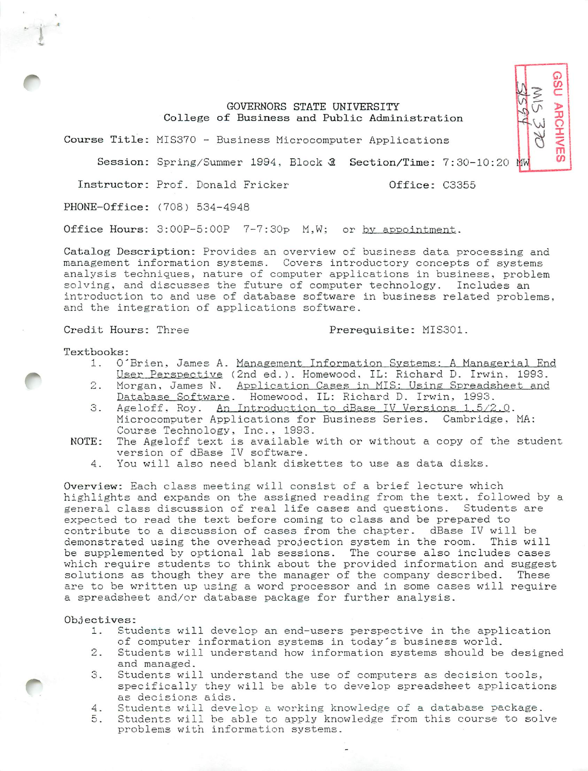GSU ARCHIVES
MIS 370
SS94

# GOVERNORS STATE UNIVERSITY
## College of Business and Public Administration

**Course Title:** MIS370 - Business Microcomputer Applications

**Session:** Spring/Summer 1994, Block 2 **Section/Time:** 7:30-10:20 MW

**Instructor:** Prof. Donald Fricker **Office:** C3355

**PHONE-Office:** (708) 534-4948

**Office Hours:** 3:00P-5:00P 7-7:30p M,W; or by appointment.

**Catalog Description:** Provides an overview of business data processing and management information systems. Covers introductory concepts of systems analysis techniques, nature of computer applications in business, problem solving, and discusses the future of computer technology. Includes an introduction to and use of database software in business related problems, and the integration of applications software.

**Credit Hours:** Three **Prerequisite:** MIS301.

**Textbooks:**

1. O'Brien, James A. Management Information Systems: A Managerial End User Perspective (2nd ed.). Homewood, IL: Richard D. Irwin, 1993.
2. Morgan, James N. Application Cases in MIS: Using Spreadsheet and Database Software. Homewood, IL: Richard D. Irwin, 1993.
3. Ageloff, Roy. An Introduction to dBase IV Versions 1.5/2.0. Microcomputer Applications for Business Series. Cambridge, MA: Course Technology, Inc., 1993.

NOTE: The Ageloff text is available with or without a copy of the student version of dBase IV software.

4. You will also need blank diskettes to use as data disks.

**Overview:** Each class meeting will consist of a brief lecture which highlights and expands on the assigned reading from the text, followed by a general class discussion of real life cases and questions. Students are expected to read the text before coming to class and be prepared to contribute to a discussion of cases from the chapter. dBase IV will be demonstrated using the overhead projection system in the room. This will be supplemented by optional lab sessions. The course also includes cases which require students to think about the provided information and suggest solutions as though they are the manager of the company described. These are to be written up using a word processor and in some cases will require a spreadsheet and/or database package for further analysis.

**Objectives:**

1. Students will develop an end-users perspective in the application of computer information systems in today's business world.
2. Students will understand how information systems should be designed and managed.
3. Students will understand the use of computers as decision tools, specifically they will be able to develop spreadsheet applications as decisions aids.
4. Students will develop a working knowledge of a database package.
5. Students will be able to apply knowledge from this course to solve problems with information systems.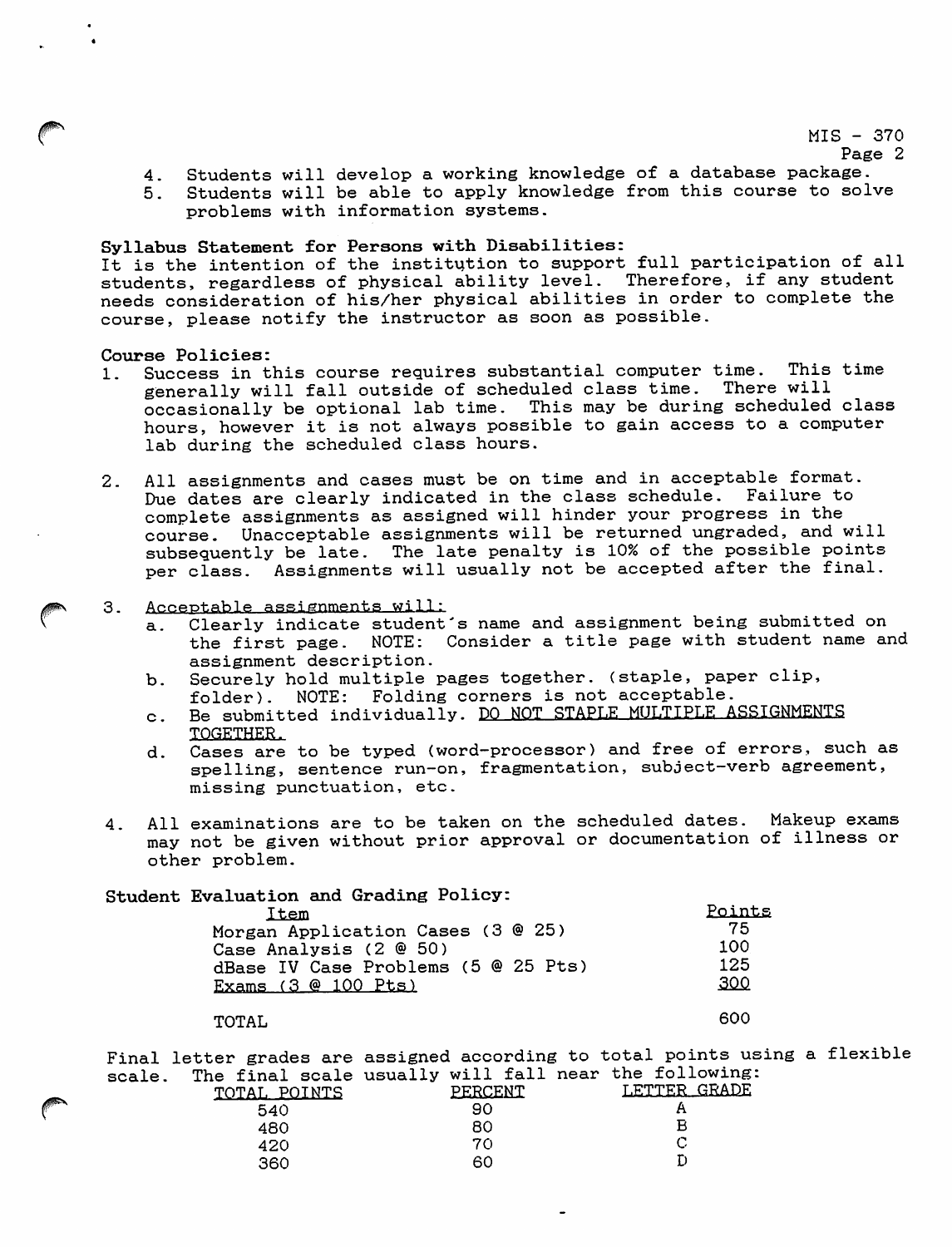4. Students will develop a working knowledge of a database package.
5. Students will be able to apply knowledge from this course to solve problems with information systems.

**Syllabus Statement for Persons with Disabilities:**
It is the intention of the institution to support full participation of all students, regardless of physical ability level. Therefore, if any student needs consideration of his/her physical abilities in order to complete the course, please notify the instructor as soon as possible.

**Course Policies:**

1. Success in this course requires substantial computer time. This time generally will fall outside of scheduled class time. There will occasionally be optional lab time. This may be during scheduled class hours, however it is not always possible to gain access to a computer lab during the scheduled class hours.

2. All assignments and cases must be on time and in acceptable format. Due dates are clearly indicated in the class schedule. Failure to complete assignments as assigned will hinder your progress in the course. Unacceptable assignments will be returned ungraded, and will subsequently be late. The late penalty is 10% of the possible points per class. Assignments will usually not be accepted after the final.

3. Acceptable assignments will:
   a. Clearly indicate student's name and assignment being submitted on the first page. NOTE: Consider a title page with student name and assignment description.
   b. Securely hold multiple pages together. (staple, paper clip, folder). NOTE: Folding corners is not acceptable.
   c. Be submitted individually. DO NOT STAPLE MULTIPLE ASSIGNMENTS TOGETHER.
   d. Cases are to be typed (word-processor) and free of errors, such as spelling, sentence run-on, fragmentation, subject-verb agreement, missing punctuation, etc.

4. All examinations are to be taken on the scheduled dates. Makeup exams may not be given without prior approval or documentation of illness or other problem.

**Student Evaluation and Grading Policy:**

| Item | Points |
|---|---|
| Morgan Application Cases (3 @ 25) | 75 |
| Case Analysis (2 @ 50) | 100 |
| dBase IV Case Problems (5 @ 25 Pts) | 125 |
| Exams (3 @ 100 Pts) | 300 |
| TOTAL | 600 |

Final letter grades are assigned according to total points using a flexible scale. The final scale usually will fall near the following:

| TOTAL POINTS | PERCENT | LETTER GRADE |
|---|---|---|
| 540 | 90 | A |
| 480 | 80 | B |
| 420 | 70 | C |
| 360 | 60 | D |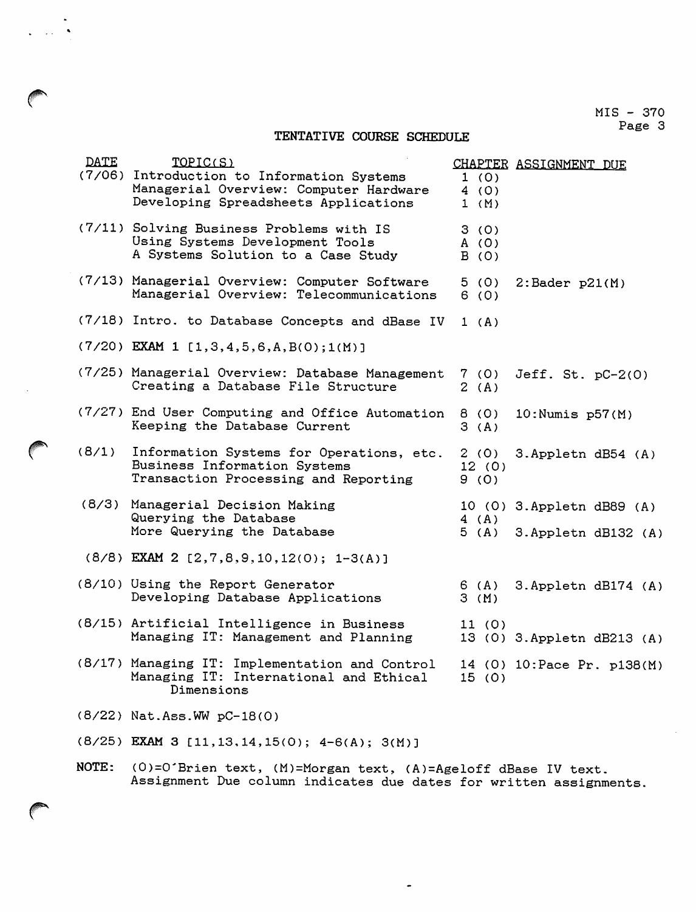## TENTATIVE COURSE SCHEDULE

| DATE | TOPIC(S) | CHAPTER | ASSIGNMENT DUE |
|---|---|---|---|
| (7/06) | Introduction to Information Systems | 1 (O) | |
| | Managerial Overview: Computer Hardware | 4 (O) | |
| | Developing Spreadsheets Applications | 1 (M) | |
| (7/11) | Solving Business Problems with IS | 3 (O) | |
| | Using Systems Development Tools | A (O) | |
| | A Systems Solution to a Case Study | B (O) | |
| (7/13) | Managerial Overview: Computer Software | 5 (O) | 2:Bader p21(M) |
| | Managerial Overview: Telecommunications | 6 (O) | |
| (7/18) | Intro. to Database Concepts and dBase IV | 1 (A) | |
| (7/20) | **EXAM 1** [1,3,4,5,6,A,B(O);1(M)] | | |
| (7/25) | Managerial Overview: Database Management | 7 (O) | Jeff. St. pC-2(O) |
| | Creating a Database File Structure | 2 (A) | |
| (7/27) | End User Computing and Office Automation | 8 (O) | 10:Numis p57(M) |
| | Keeping the Database Current | 3 (A) | |
| (8/1) | Information Systems for Operations, etc. | 2 (O) | 3.Appletn dB54 (A) |
| | Business Information Systems | 12 (O) | |
| | Transaction Processing and Reporting | 9 (O) | |
| (8/3) | Managerial Decision Making | 10 (O) | 3.Appletn dB89 (A) |
| | Querying the Database | 4 (A) | |
| | More Querying the Database | 5 (A) | 3.Appletn dB132 (A) |
| (8/8) | **EXAM 2** [2,7,8,9,10,12(O); 1-3(A)] | | |
| (8/10) | Using the Report Generator | 6 (A) | 3.Appletn dB174 (A) |
| | Developing Database Applications | 3 (M) | |
| (8/15) | Artificial Intelligence in Business | 11 (O) | |
| | Managing IT: Management and Planning | 13 (O) | 3.Appletn dB213 (A) |
| (8/17) | Managing IT: Implementation and Control | 14 (O) | 10:Pace Pr. p138(M) |
| | Managing IT: International and Ethical Dimensions | 15 (O) | |
| (8/22) | Nat.Ass.WW pC-18(O) | | |
| (8/25) | **EXAM 3** [11,13,14,15(O); 4-6(A); 3(M)] | | |

**NOTE:** (O)=O'Brien text, (M)=Morgan text, (A)=Ageloff dBase IV text. Assignment Due column indicates due dates for written assignments.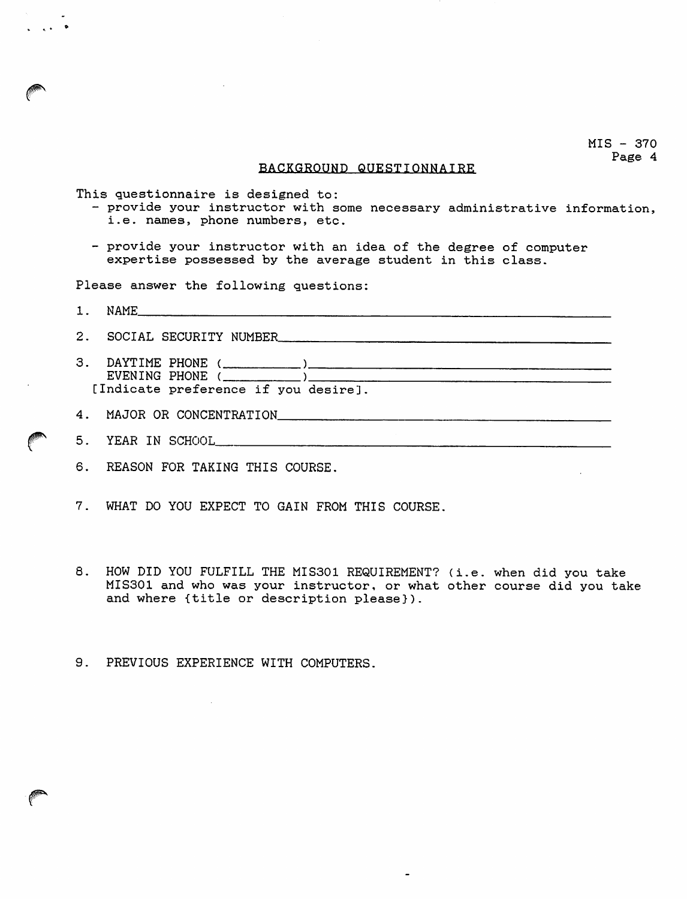## BACKGROUND QUESTIONNAIRE

This questionnaire is designed to:

- provide your instructor with some necessary administrative information, i.e. names, phone numbers, etc.
- provide your instructor with an idea of the degree of computer expertise possessed by the average student in this class.

Please answer the following questions:

1. NAME________________________________________________

2. SOCIAL SECURITY NUMBER________________________________

3. DAYTIME PHONE (_________)______________________________
   EVENING PHONE (_________)______________________________
   [Indicate preference if you desire].

4. MAJOR OR CONCENTRATION________________________________

5. YEAR IN SCHOOL_______________________________________

6. REASON FOR TAKING THIS COURSE.

7. WHAT DO YOU EXPECT TO GAIN FROM THIS COURSE.

8. HOW DID YOU FULFILL THE MIS301 REQUIREMENT? (i.e. when did you take MIS301 and who was your instructor, or what other course did you take and where {title or description please}).

9. PREVIOUS EXPERIENCE WITH COMPUTERS.